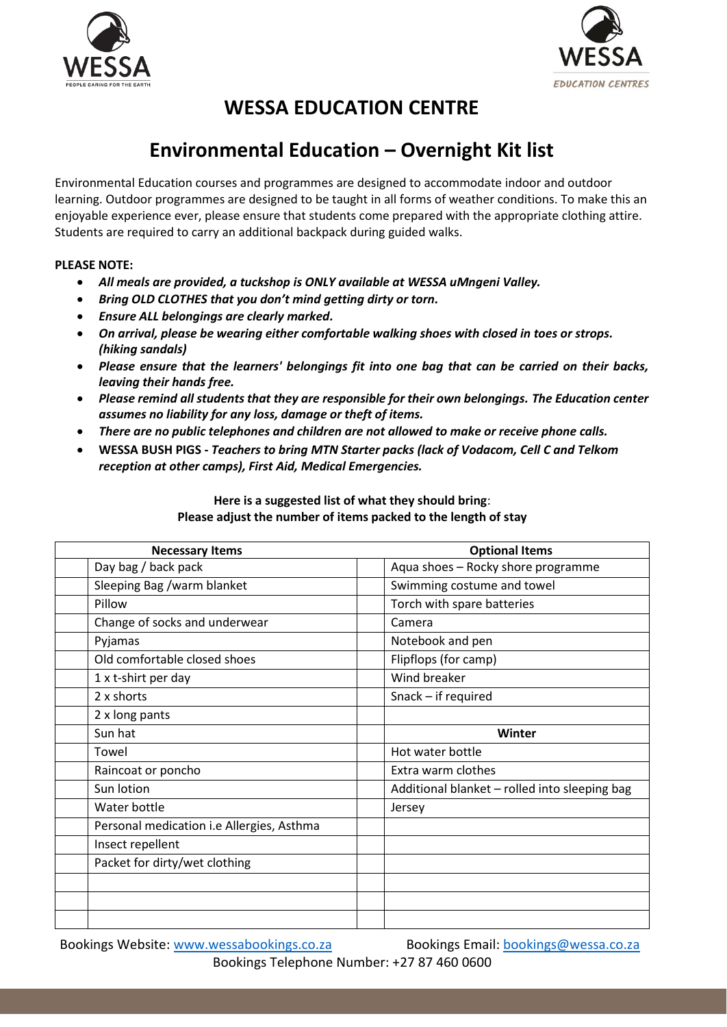# WESSA EDUCATION CENTRE

## Environmental Education – Overnight Kit list

Environmental Education courses and programmes are designed to accommodate indoor and outdoor learning. Outdoor programmes are designed to be taught in all forms of weather conditions. To make this an enjoyable experience ever, please ensure that students come prepared with the appropriate clothing attire. Students are required to carry an additional backpack during guided walks.

**PLEASE NOTE:**

- ***All meals are provided, a tuckshop is ONLY available at WESSA uMngeni Valley.***
- ***Bring OLD CLOTHES that you don't mind getting dirty or torn.***
- ***Ensure ALL belongings are clearly marked.***
- ***On arrival, please be wearing either comfortable walking shoes with closed in toes or strops. (hiking sandals)***
- ***Please ensure that the learners' belongings fit into one bag that can be carried on their backs, leaving their hands free.***
- ***Please remind all students that they are responsible for their own belongings. The Education center assumes no liability for any loss, damage or theft of items.***
- ***There are no public telephones and children are not allowed to make or receive phone calls.***
- **WESSA BUSH PIGS -** ***Teachers to bring MTN Starter packs (lack of Vodacom, Cell C and Telkom reception at other camps), First Aid, Medical Emergencies.***

**Here is a suggested list of what they should bring**:
**Please adjust the number of items packed to the length of stay**

| | **Necessary Items** | | **Optional Items** |
|---|---|---|---|
| | Day bag / back pack | | Aqua shoes – Rocky shore programme |
| | Sleeping Bag /warm blanket | | Swimming costume and towel |
| | Pillow | | Torch with spare batteries |
| | Change of socks and underwear | | Camera |
| | Pyjamas | | Notebook and pen |
| | Old comfortable closed shoes | | Flipflops (for camp) |
| | 1 x t-shirt per day | | Wind breaker |
| | 2 x shorts | | Snack – if required |
| | 2 x long pants | | |
| | Sun hat | | **Winter** |
| | Towel | | Hot water bottle |
| | Raincoat or poncho | | Extra warm clothes |
| | Sun lotion | | Additional blanket – rolled into sleeping bag |
| | Water bottle | | Jersey |
| | Personal medication i.e Allergies, Asthma | | |
| | Insect repellent | | |
| | Packet for dirty/wet clothing | | |
| | | | |
| | | | |
| | | | |

Bookings Website: www.wessabookings.co.za Bookings Email: bookings@wessa.co.za
Bookings Telephone Number: +27 87 460 0600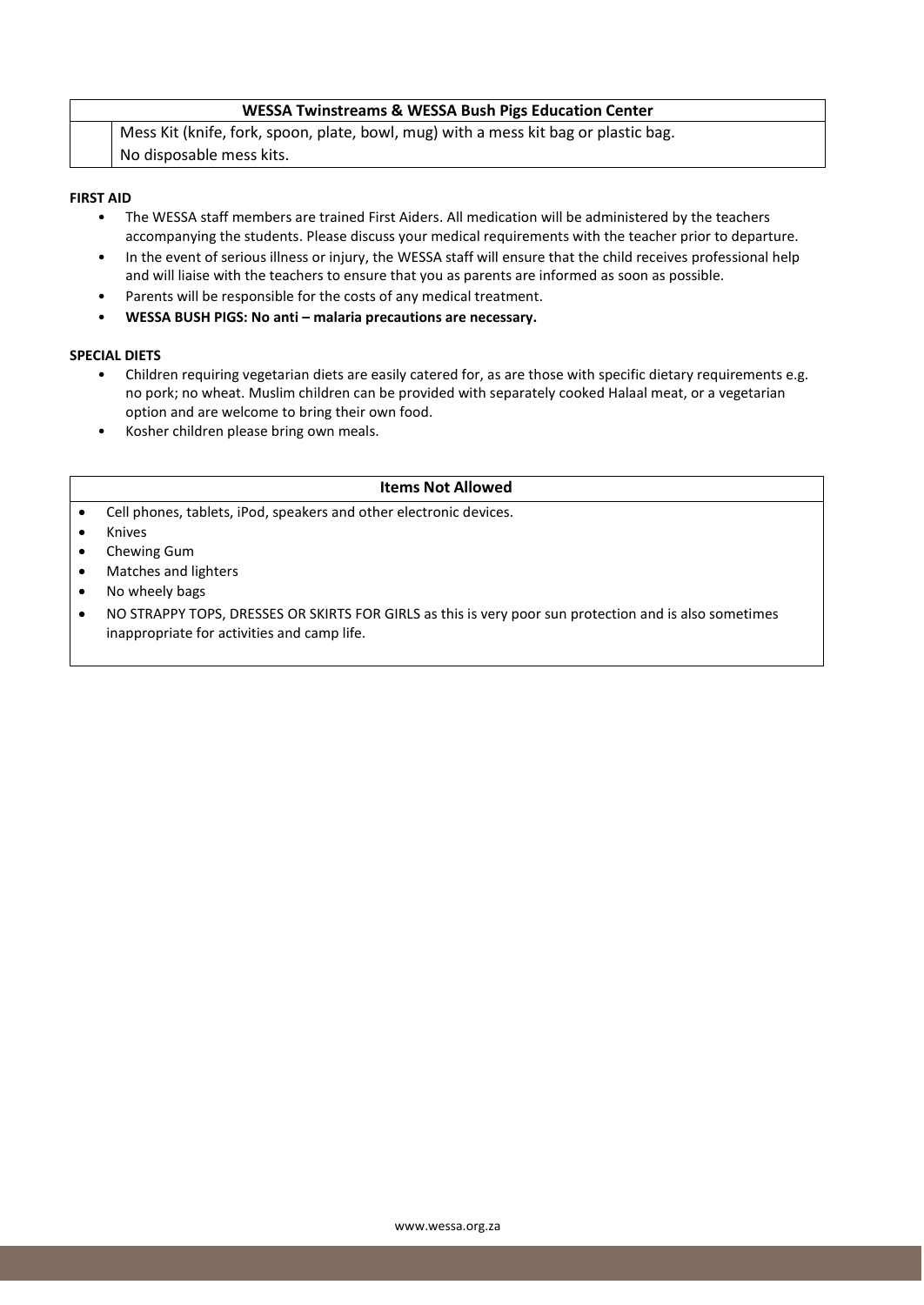| WESSA Twinstreams & WESSA Bush Pigs Education Center | |
| --- | --- |
| | Mess Kit (knife, fork, spoon, plate, bowl, mug) with a mess kit bag or plastic bag. No disposable mess kits. |

**FIRST AID**

- The WESSA staff members are trained First Aiders. All medication will be administered by the teachers accompanying the students. Please discuss your medical requirements with the teacher prior to departure.
- In the event of serious illness or injury, the WESSA staff will ensure that the child receives professional help and will liaise with the teachers to ensure that you as parents are informed as soon as possible.
- Parents will be responsible for the costs of any medical treatment.
- **WESSA BUSH PIGS: No anti – malaria precautions are necessary.**

**SPECIAL DIETS**

- Children requiring vegetarian diets are easily catered for, as are those with specific dietary requirements e.g. no pork; no wheat. Muslim children can be provided with separately cooked Halaal meat, or a vegetarian option and are welcome to bring their own food.
- Kosher children please bring own meals.

| Items Not Allowed |
| --- |
| • Cell phones, tablets, iPod, speakers and other electronic devices.<br>• Knives<br>• Chewing Gum<br>• Matches and lighters<br>• No wheely bags<br>• NO STRAPPY TOPS, DRESSES OR SKIRTS FOR GIRLS as this is very poor sun protection and is also sometimes inappropriate for activities and camp life. |